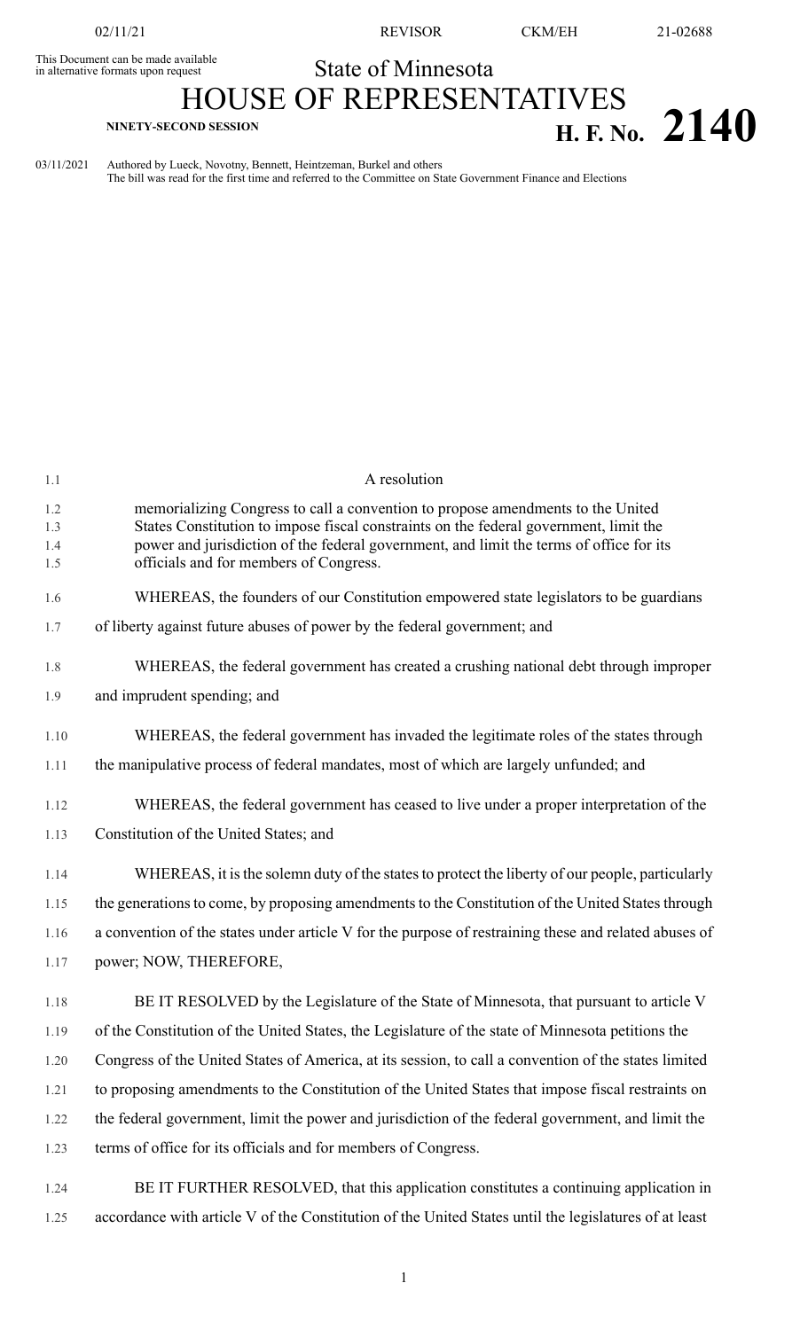This Document can be made available in alternative formats upon request

State of Minnesota

# HOUSE OF REPRESENTATIVES

NINETY-SECOND SESSION

**H. F. No. 2140**

03/11/2021 Authored by Lueck, Novotny, Bennett, Heintzeman, Burkel and others
The bill was read for the first time and referred to the Committee on State Government Finance and Elections

A resolution

memorializing Congress to call a convention to propose amendments to the United States Constitution to impose fiscal constraints on the federal government, limit the power and jurisdiction of the federal government, and limit the terms of office for its officials and for members of Congress.

WHEREAS, the founders of our Constitution empowered state legislators to be guardians of liberty against future abuses of power by the federal government; and

WHEREAS, the federal government has created a crushing national debt through improper and imprudent spending; and

WHEREAS, the federal government has invaded the legitimate roles of the states through the manipulative process of federal mandates, most of which are largely unfunded; and

WHEREAS, the federal government has ceased to live under a proper interpretation of the Constitution of the United States; and

WHEREAS, it is the solemn duty of the states to protect the liberty of our people, particularly the generations to come, by proposing amendments to the Constitution of the United States through a convention of the states under article V for the purpose of restraining these and related abuses of power; NOW, THEREFORE,

BE IT RESOLVED by the Legislature of the State of Minnesota, that pursuant to article V of the Constitution of the United States, the Legislature of the state of Minnesota petitions the Congress of the United States of America, at its session, to call a convention of the states limited to proposing amendments to the Constitution of the United States that impose fiscal restraints on the federal government, limit the power and jurisdiction of the federal government, and limit the terms of office for its officials and for members of Congress.

BE IT FURTHER RESOLVED, that this application constitutes a continuing application in accordance with article V of the Constitution of the United States until the legislatures of at least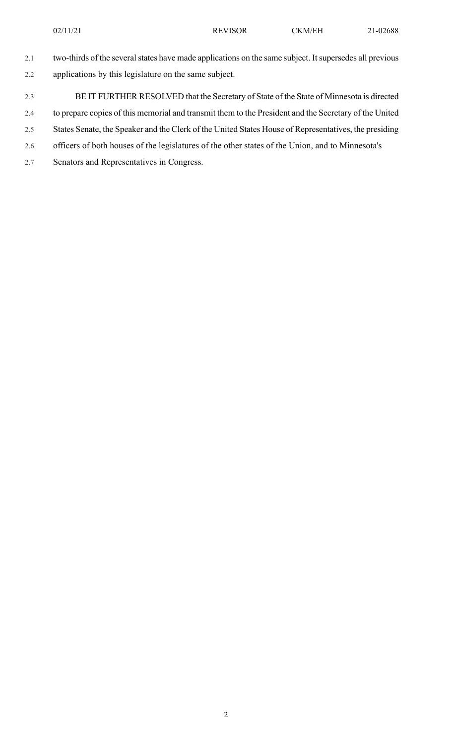two-thirds of the several states have made applications on the same subject. It supersedes all previous applications by this legislature on the same subject.

BE IT FURTHER RESOLVED that the Secretary of State of the State of Minnesota is directed to prepare copies of this memorial and transmit them to the President and the Secretary of the United States Senate, the Speaker and the Clerk of the United States House of Representatives, the presiding officers of both houses of the legislatures of the other states of the Union, and to Minnesota's Senators and Representatives in Congress.